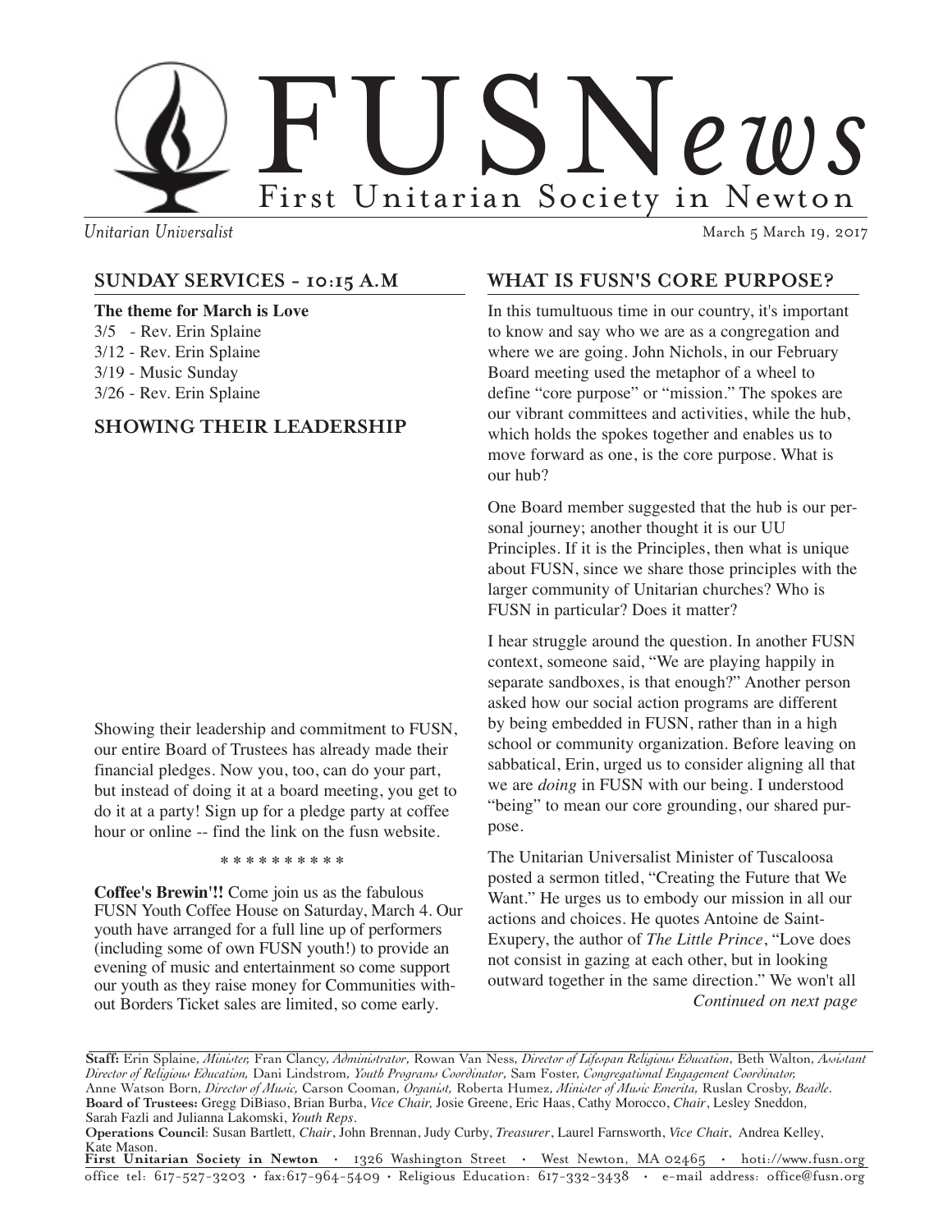# FUSNews

First Unitarian Society in Newton

*Unitarian Universalist*

March 5 March 19, 2017

## SUNDAY SERVICES - 10:15 A.M

**The theme for March is Love**

3/5 - Rev. Erin Splaine
3/12 - Rev. Erin Splaine
3/19 - Music Sunday
3/26 - Rev. Erin Splaine

## SHOWING THEIR LEADERSHIP

Showing their leadership and commitment to FUSN, our entire Board of Trustees has already made their financial pledges. Now you, too, can do your part, but instead of doing it at a board meeting, you get to do it at a party! Sign up for a pledge party at coffee hour or online -- find the link on the fusn website.

\* \* \* \* \* \* \* \* \* \*

**Coffee's Brewin'!!** Come join us as the fabulous FUSN Youth Coffee House on Saturday, March 4. Our youth have arranged for a full line up of performers (including some of own FUSN youth!) to provide an evening of music and entertainment so come support our youth as they raise money for Communities without Borders Ticket sales are limited, so come early.

## WHAT IS FUSN'S CORE PURPOSE?

In this tumultuous time in our country, it's important to know and say who we are as a congregation and where we are going. John Nichols, in our February Board meeting used the metaphor of a wheel to define "core purpose" or "mission." The spokes are our vibrant committees and activities, while the hub, which holds the spokes together and enables us to move forward as one, is the core purpose. What is our hub?

One Board member suggested that the hub is our personal journey; another thought it is our UU Principles. If it is the Principles, then what is unique about FUSN, since we share those principles with the larger community of Unitarian churches? Who is FUSN in particular? Does it matter?

I hear struggle around the question. In another FUSN context, someone said, "We are playing happily in separate sandboxes, is that enough?" Another person asked how our social action programs are different by being embedded in FUSN, rather than in a high school or community organization. Before leaving on sabbatical, Erin, urged us to consider aligning all that we are *doing* in FUSN with our being. I understood "being" to mean our core grounding, our shared purpose.

The Unitarian Universalist Minister of Tuscaloosa posted a sermon titled, "Creating the Future that We Want." He urges us to embody our mission in all our actions and choices. He quotes Antoine de Saint-Exupery, the author of *The Little Prince*, "Love does not consist in gazing at each other, but in looking outward together in the same direction." We won't all

*Continued on next page*

---

**Staff:** Erin Splaine, *Minister,* Fran Clancy, *Administrator*, Rowan Van Ness, *Director of Lifespan Religious Education*, Beth Walton, *Assistant Director of Religious Education,* Dani Lindstrom, *Youth Programs Coordinator*, Sam Foster, *Congregational Engagement Coordinator,* Anne Watson Born, *Director of Music,* Carson Cooman, *Organist,* Roberta Humez, *Minister of Music Emerita,* Ruslan Crosby, *Beadle*.
**Board of Trustees:** Gregg DiBiaso, Brian Burba, *Vice Chair,* Josie Greene, Eric Haas, Cathy Morocco, *Chair*, Lesley Sneddon, Sarah Fazli and Julianna Lakomski, *Youth Reps*.
**Operations Council**: Susan Bartlett, *Chair*, John Brennan, Judy Curby, *Treasurer*, Laurel Farnsworth, *Vice Chair*, Andrea Kelley, Kate Mason.
**First Unitarian Society in Newton** • 1326 Washington Street • West Newton, MA 02465 • hoti://www.fusn.org
office tel: 617-527-3203 • fax:617-964-5409 • Religious Education: 617-332-3438 • e-mail address: office@fusn.org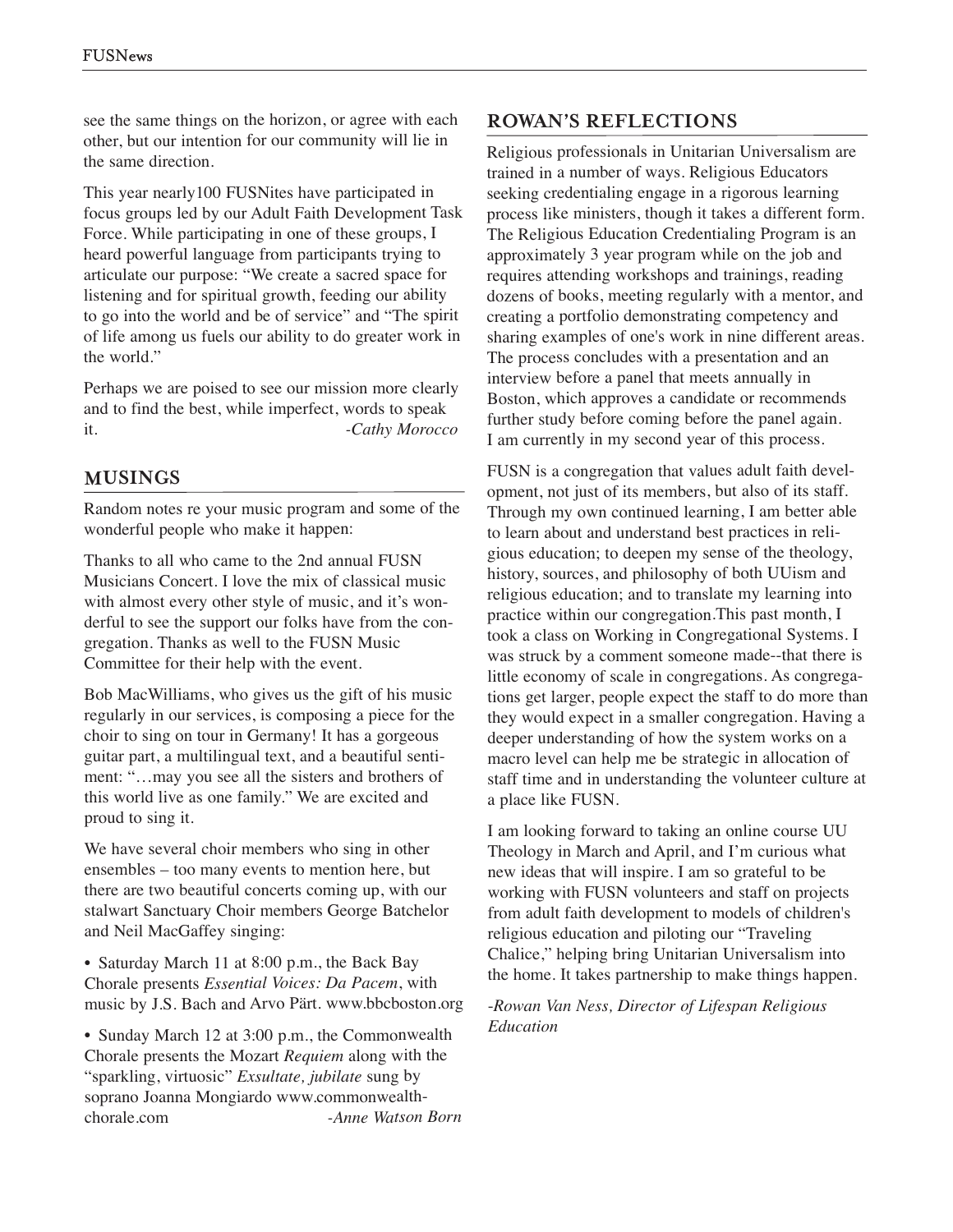see the same things on the horizon, or agree with each other, but our intention for our community will lie in the same direction.

This year nearly100 FUSNites have participated in focus groups led by our Adult Faith Development Task Force. While participating in one of these groups, I heard powerful language from participants trying to articulate our purpose: "We create a sacred space for listening and for spiritual growth, feeding our ability to go into the world and be of service" and "The spirit of life among us fuels our ability to do greater work in the world."

Perhaps we are poised to see our mission more clearly and to find the best, while imperfect, words to speak it. *-Cathy Morocco*

## MUSINGS

Random notes re your music program and some of the wonderful people who make it happen:

Thanks to all who came to the 2nd annual FUSN Musicians Concert. I love the mix of classical music with almost every other style of music, and it's wonderful to see the support our folks have from the congregation. Thanks as well to the FUSN Music Committee for their help with the event.

Bob MacWilliams, who gives us the gift of his music regularly in our services, is composing a piece for the choir to sing on tour in Germany! It has a gorgeous guitar part, a multilingual text, and a beautiful sentiment: "…may you see all the sisters and brothers of this world live as one family." We are excited and proud to sing it.

We have several choir members who sing in other ensembles – too many events to mention here, but there are two beautiful concerts coming up, with our stalwart Sanctuary Choir members George Batchelor and Neil MacGaffey singing:

- Saturday March 11 at 8:00 p.m., the Back Bay Chorale presents *Essential Voices: Da Pacem*, with music by J.S. Bach and Arvo Pärt. www.bbcboston.org
- Sunday March 12 at 3:00 p.m., the Commonwealth Chorale presents the Mozart *Requiem* along with the "sparkling, virtuosic" *Exsultate, jubilate* sung by soprano Joanna Mongiardo www.commonwealth-chorale.com *-Anne Watson Born*

## ROWAN'S REFLECTIONS

Religious professionals in Unitarian Universalism are trained in a number of ways. Religious Educators seeking credentialing engage in a rigorous learning process like ministers, though it takes a different form. The Religious Education Credentialing Program is an approximately 3 year program while on the job and requires attending workshops and trainings, reading dozens of books, meeting regularly with a mentor, and creating a portfolio demonstrating competency and sharing examples of one's work in nine different areas. The process concludes with a presentation and an interview before a panel that meets annually in Boston, which approves a candidate or recommends further study before coming before the panel again. I am currently in my second year of this process.

FUSN is a congregation that values adult faith development, not just of its members, but also of its staff. Through my own continued learning, I am better able to learn about and understand best practices in religious education; to deepen my sense of the theology, history, sources, and philosophy of both UUism and religious education; and to translate my learning into practice within our congregation.This past month, I took a class on Working in Congregational Systems. I was struck by a comment someone made--that there is little economy of scale in congregations. As congregations get larger, people expect the staff to do more than they would expect in a smaller congregation. Having a deeper understanding of how the system works on a macro level can help me be strategic in allocation of staff time and in understanding the volunteer culture at a place like FUSN.

I am looking forward to taking an online course UU Theology in March and April, and I'm curious what new ideas that will inspire. I am so grateful to be working with FUSN volunteers and staff on projects from adult faith development to models of children's religious education and piloting our "Traveling Chalice," helping bring Unitarian Universalism into the home. It takes partnership to make things happen.

*-Rowan Van Ness, Director of Lifespan Religious Education*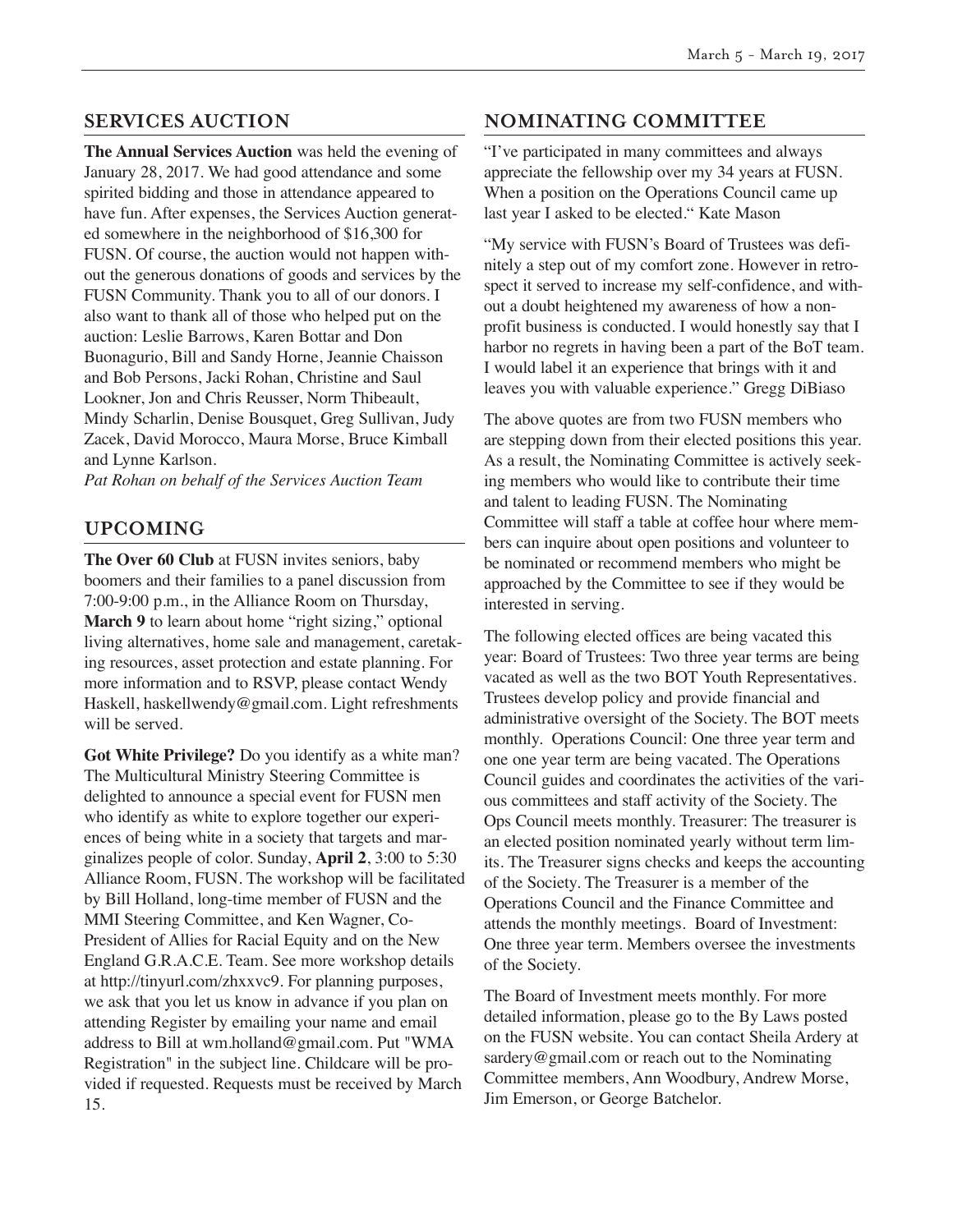## SERVICES AUCTION

**The Annual Services Auction** was held the evening of January 28, 2017. We had good attendance and some spirited bidding and those in attendance appeared to have fun. After expenses, the Services Auction generated somewhere in the neighborhood of $16,300 for FUSN. Of course, the auction would not happen without the generous donations of goods and services by the FUSN Community. Thank you to all of our donors. I also want to thank all of those who helped put on the auction: Leslie Barrows, Karen Bottar and Don Buonagurio, Bill and Sandy Horne, Jeannie Chaisson and Bob Persons, Jacki Rohan, Christine and Saul Lookner, Jon and Chris Reusser, Norm Thibeault, Mindy Scharlin, Denise Bousquet, Greg Sullivan, Judy Zacek, David Morocco, Maura Morse, Bruce Kimball and Lynne Karlson.

*Pat Rohan on behalf of the Services Auction Team*

## UPCOMING

**The Over 60 Club** at FUSN invites seniors, baby boomers and their families to a panel discussion from 7:00-9:00 p.m., in the Alliance Room on Thursday, **March 9** to learn about home "right sizing," optional living alternatives, home sale and management, caretaking resources, asset protection and estate planning. For more information and to RSVP, please contact Wendy Haskell, haskellwendy@gmail.com. Light refreshments will be served.

**Got White Privilege?** Do you identify as a white man? The Multicultural Ministry Steering Committee is delighted to announce a special event for FUSN men who identify as white to explore together our experiences of being white in a society that targets and marginalizes people of color. Sunday, **April 2**, 3:00 to 5:30 Alliance Room, FUSN. The workshop will be facilitated by Bill Holland, long-time member of FUSN and the MMI Steering Committee, and Ken Wagner, Co-President of Allies for Racial Equity and on the New England G.R.A.C.E. Team. See more workshop details at http://tinyurl.com/zhxxvc9. For planning purposes, we ask that you let us know in advance if you plan on attending Register by emailing your name and email address to Bill at wm.holland@gmail.com. Put "WMA Registration" in the subject line. Childcare will be provided if requested. Requests must be received by March 15.

## NOMINATING COMMITTEE

"I've participated in many committees and always appreciate the fellowship over my 34 years at FUSN. When a position on the Operations Council came up last year I asked to be elected." Kate Mason

"My service with FUSN's Board of Trustees was definitely a step out of my comfort zone. However in retrospect it served to increase my self-confidence, and without a doubt heightened my awareness of how a non-profit business is conducted. I would honestly say that I harbor no regrets in having been a part of the BoT team. I would label it an experience that brings with it and leaves you with valuable experience." Gregg DiBiaso

The above quotes are from two FUSN members who are stepping down from their elected positions this year. As a result, the Nominating Committee is actively seeking members who would like to contribute their time and talent to leading FUSN. The Nominating Committee will staff a table at coffee hour where members can inquire about open positions and volunteer to be nominated or recommend members who might be approached by the Committee to see if they would be interested in serving.

The following elected offices are being vacated this year: Board of Trustees: Two three year terms are being vacated as well as the two BOT Youth Representatives. Trustees develop policy and provide financial and administrative oversight of the Society. The BOT meets monthly. Operations Council: One three year term and one one year term are being vacated. The Operations Council guides and coordinates the activities of the various committees and staff activity of the Society. The Ops Council meets monthly. Treasurer: The treasurer is an elected position nominated yearly without term limits. The Treasurer signs checks and keeps the accounting of the Society. The Treasurer is a member of the Operations Council and the Finance Committee and attends the monthly meetings. Board of Investment: One three year term. Members oversee the investments of the Society.

The Board of Investment meets monthly. For more detailed information, please go to the By Laws posted on the FUSN website. You can contact Sheila Ardery at sardery@gmail.com or reach out to the Nominating Committee members, Ann Woodbury, Andrew Morse, Jim Emerson, or George Batchelor.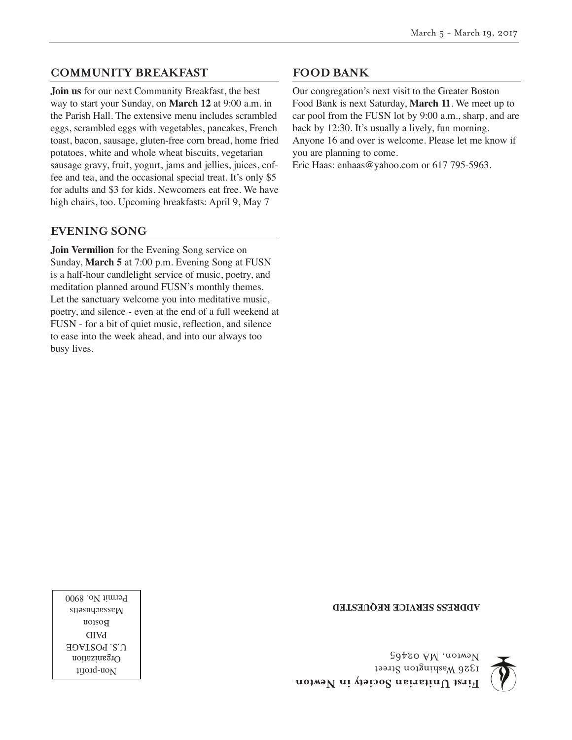## COMMUNITY BREAKFAST

**Join us** for our next Community Breakfast, the best way to start your Sunday, on **March 12** at 9:00 a.m. in the Parish Hall. The extensive menu includes scrambled eggs, scrambled eggs with vegetables, pancakes, French toast, bacon, sausage, gluten-free corn bread, home fried potatoes, white and whole wheat biscuits, vegetarian sausage gravy, fruit, yogurt, jams and jellies, juices, coffee and tea, and the occasional special treat. It's only $5 for adults and $3 for kids. Newcomers eat free. We have high chairs, too. Upcoming breakfasts: April 9, May 7

## EVENING SONG

**Join Vermilion** for the Evening Song service on Sunday, **March 5** at 7:00 p.m. Evening Song at FUSN is a half-hour candlelight service of music, poetry, and meditation planned around FUSN's monthly themes. Let the sanctuary welcome you into meditative music, poetry, and silence - even at the end of a full weekend at FUSN - for a bit of quiet music, reflection, and silence to ease into the week ahead, and into our always too busy lives.

## FOOD BANK

Our congregation's next visit to the Greater Boston Food Bank is next Saturday, **March 11**. We meet up to car pool from the FUSN lot by 9:00 a.m., sharp, and are back by 12:30. It's usually a lively, fun morning. Anyone 16 and over is welcome. Please let me know if you are planning to come.

Eric Haas: enhaas@yahoo.com or 617 795-5963.

**ADDRESS SERVICE REQUESTED**

**First Unitarian Society in Newton**
1326 Washington Street
Newton, MA 02465

Non-profit
Organization
U.S. POSTAGE
PAID
Boston
Massachusetts
Permit No. 8900